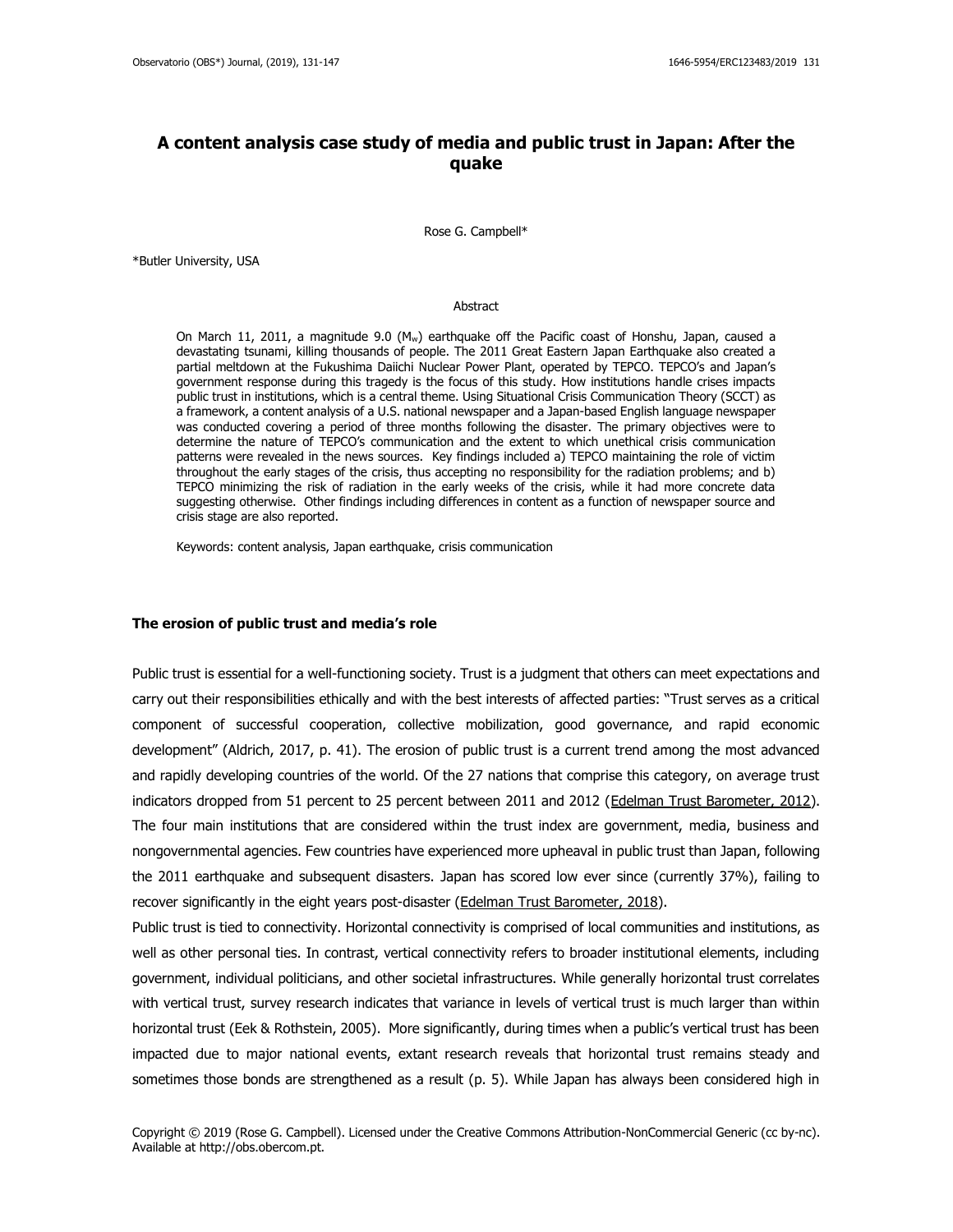# A content analysis case study of media and public trust in Japan: After the quake

Rose G. Campbell*

*Butler University, USA

## Abstract

On March 11, 2011, a magnitude 9.0 ($M_w$) earthquake off the Pacific coast of Honshu, Japan, caused a devastating tsunami, killing thousands of people. The 2011 Great Eastern Japan Earthquake also created a partial meltdown at the Fukushima Daiichi Nuclear Power Plant, operated by TEPCO. TEPCO's and Japan's government response during this tragedy is the focus of this study. How institutions handle crises impacts public trust in institutions, which is a central theme. Using Situational Crisis Communication Theory (SCCT) as a framework, a content analysis of a U.S. national newspaper and a Japan-based English language newspaper was conducted covering a period of three months following the disaster. The primary objectives were to determine the nature of TEPCO's communication and the extent to which unethical crisis communication patterns were revealed in the news sources. Key findings included a) TEPCO maintaining the role of victim throughout the early stages of the crisis, thus accepting no responsibility for the radiation problems; and b) TEPCO minimizing the risk of radiation in the early weeks of the crisis, while it had more concrete data suggesting otherwise. Other findings including differences in content as a function of newspaper source and crisis stage are also reported.

Keywords: content analysis, Japan earthquake, crisis communication

## The erosion of public trust and media's role

Public trust is essential for a well-functioning society. Trust is a judgment that others can meet expectations and carry out their responsibilities ethically and with the best interests of affected parties: "Trust serves as a critical component of successful cooperation, collective mobilization, good governance, and rapid economic development" (Aldrich, 2017, p. 41). The erosion of public trust is a current trend among the most advanced and rapidly developing countries of the world. Of the 27 nations that comprise this category, on average trust indicators dropped from 51 percent to 25 percent between 2011 and 2012 (Edelman Trust Barometer, 2012). The four main institutions that are considered within the trust index are government, media, business and nongovernmental agencies. Few countries have experienced more upheaval in public trust than Japan, following the 2011 earthquake and subsequent disasters. Japan has scored low ever since (currently 37%), failing to recover significantly in the eight years post-disaster (Edelman Trust Barometer, 2018).

Public trust is tied to connectivity. Horizontal connectivity is comprised of local communities and institutions, as well as other personal ties. In contrast, vertical connectivity refers to broader institutional elements, including government, individual politicians, and other societal infrastructures. While generally horizontal trust correlates with vertical trust, survey research indicates that variance in levels of vertical trust is much larger than within horizontal trust (Eek & Rothstein, 2005). More significantly, during times when a public's vertical trust has been impacted due to major national events, extant research reveals that horizontal trust remains steady and sometimes those bonds are strengthened as a result (p. 5). While Japan has always been considered high in

Copyright © 2019 (Rose G. Campbell). Licensed under the Creative Commons Attribution-NonCommercial Generic (cc by-nc). Available at http://obs.obercom.pt.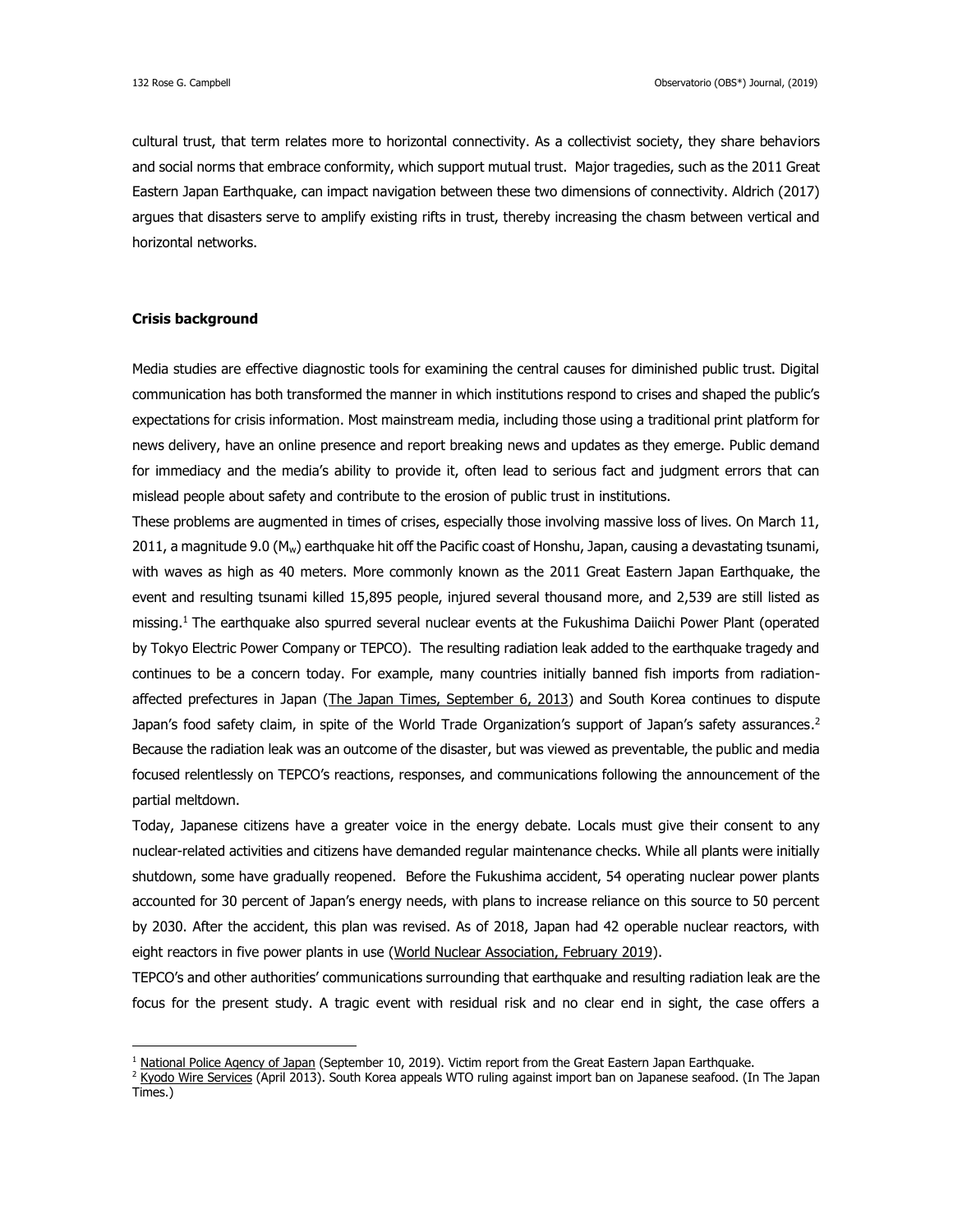cultural trust, that term relates more to horizontal connectivity. As a collectivist society, they share behaviors and social norms that embrace conformity, which support mutual trust. Major tragedies, such as the 2011 Great Eastern Japan Earthquake, can impact navigation between these two dimensions of connectivity. Aldrich (2017) argues that disasters serve to amplify existing rifts in trust, thereby increasing the chasm between vertical and horizontal networks.

## Crisis background

Media studies are effective diagnostic tools for examining the central causes for diminished public trust. Digital communication has both transformed the manner in which institutions respond to crises and shaped the public's expectations for crisis information. Most mainstream media, including those using a traditional print platform for news delivery, have an online presence and report breaking news and updates as they emerge. Public demand for immediacy and the media's ability to provide it, often lead to serious fact and judgment errors that can mislead people about safety and contribute to the erosion of public trust in institutions.

These problems are augmented in times of crises, especially those involving massive loss of lives. On March 11, 2011, a magnitude 9.0 ($M_w$) earthquake hit off the Pacific coast of Honshu, Japan, causing a devastating tsunami, with waves as high as 40 meters. More commonly known as the 2011 Great Eastern Japan Earthquake, the event and resulting tsunami killed 15,895 people, injured several thousand more, and 2,539 are still listed as missing.[1] The earthquake also spurred several nuclear events at the Fukushima Daiichi Power Plant (operated by Tokyo Electric Power Company or TEPCO). The resulting radiation leak added to the earthquake tragedy and continues to be a concern today. For example, many countries initially banned fish imports from radiation-affected prefectures in Japan (The Japan Times, September 6, 2013) and South Korea continues to dispute Japan's food safety claim, in spite of the World Trade Organization's support of Japan's safety assurances.[2] Because the radiation leak was an outcome of the disaster, but was viewed as preventable, the public and media focused relentlessly on TEPCO's reactions, responses, and communications following the announcement of the partial meltdown.

Today, Japanese citizens have a greater voice in the energy debate. Locals must give their consent to any nuclear-related activities and citizens have demanded regular maintenance checks. While all plants were initially shutdown, some have gradually reopened. Before the Fukushima accident, 54 operating nuclear power plants accounted for 30 percent of Japan's energy needs, with plans to increase reliance on this source to 50 percent by 2030. After the accident, this plan was revised. As of 2018, Japan had 42 operable nuclear reactors, with eight reactors in five power plants in use (World Nuclear Association, February 2019).

TEPCO's and other authorities' communications surrounding that earthquake and resulting radiation leak are the focus for the present study. A tragic event with residual risk and no clear end in sight, the case offers a

---

[1] National Police Agency of Japan (September 10, 2019). Victim report from the Great Eastern Japan Earthquake.

[2] Kyodo Wire Services (April 2013). South Korea appeals WTO ruling against import ban on Japanese seafood. (In The Japan Times.)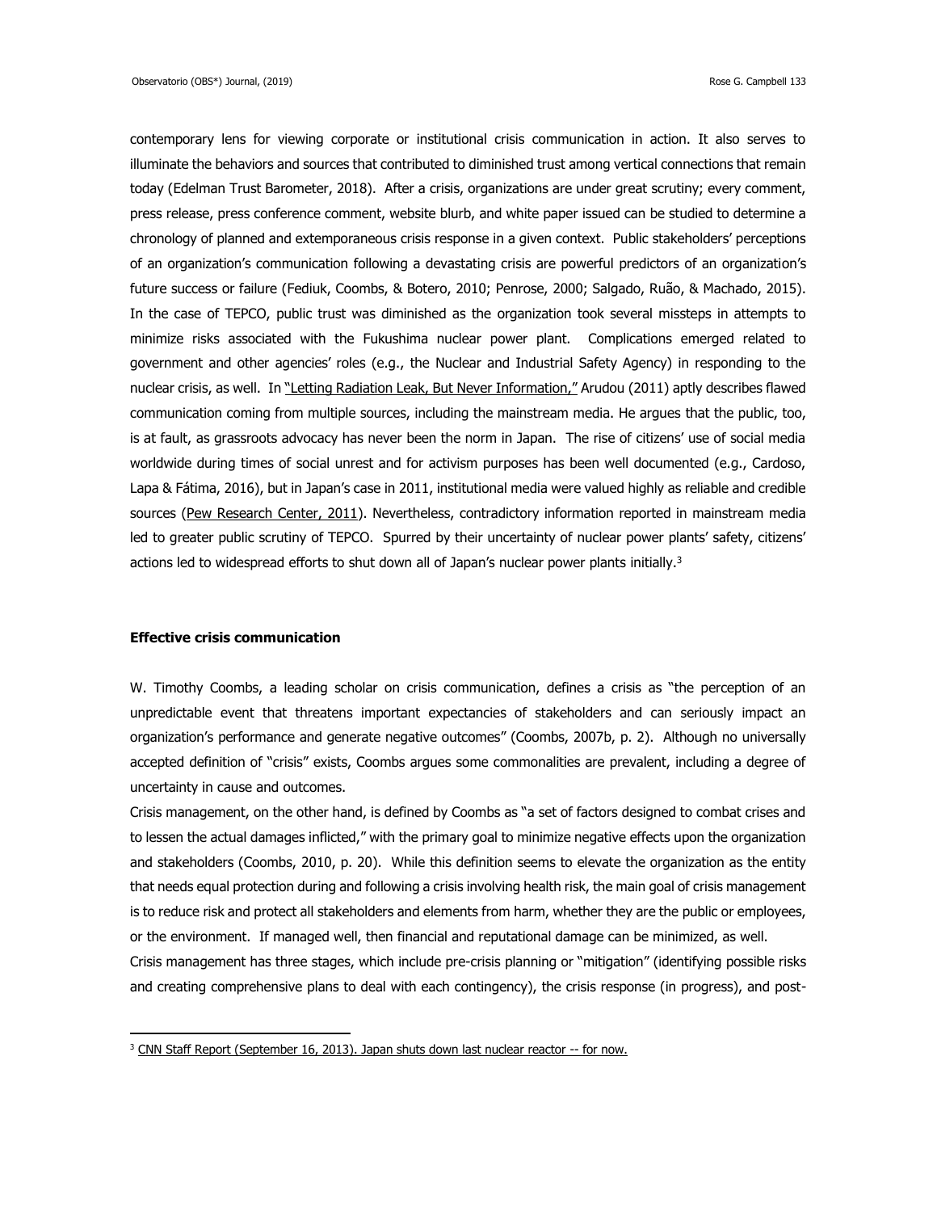contemporary lens for viewing corporate or institutional crisis communication in action. It also serves to illuminate the behaviors and sources that contributed to diminished trust among vertical connections that remain today (Edelman Trust Barometer, 2018). After a crisis, organizations are under great scrutiny; every comment, press release, press conference comment, website blurb, and white paper issued can be studied to determine a chronology of planned and extemporaneous crisis response in a given context. Public stakeholders' perceptions of an organization's communication following a devastating crisis are powerful predictors of an organization's future success or failure (Fediuk, Coombs, & Botero, 2010; Penrose, 2000; Salgado, Ruão, & Machado, 2015). In the case of TEPCO, public trust was diminished as the organization took several missteps in attempts to minimize risks associated with the Fukushima nuclear power plant. Complications emerged related to government and other agencies' roles (e.g., the Nuclear and Industrial Safety Agency) in responding to the nuclear crisis, as well. In "Letting Radiation Leak, But Never Information," Arudou (2011) aptly describes flawed communication coming from multiple sources, including the mainstream media. He argues that the public, too, is at fault, as grassroots advocacy has never been the norm in Japan. The rise of citizens' use of social media worldwide during times of social unrest and for activism purposes has been well documented (e.g., Cardoso, Lapa & Fátima, 2016), but in Japan's case in 2011, institutional media were valued highly as reliable and credible sources (Pew Research Center, 2011). Nevertheless, contradictory information reported in mainstream media led to greater public scrutiny of TEPCO. Spurred by their uncertainty of nuclear power plants' safety, citizens' actions led to widespread efforts to shut down all of Japan's nuclear power plants initially.[3]

### Effective crisis communication

W. Timothy Coombs, a leading scholar on crisis communication, defines a crisis as "the perception of an unpredictable event that threatens important expectancies of stakeholders and can seriously impact an organization's performance and generate negative outcomes" (Coombs, 2007b, p. 2). Although no universally accepted definition of "crisis" exists, Coombs argues some commonalities are prevalent, including a degree of uncertainty in cause and outcomes.

Crisis management, on the other hand, is defined by Coombs as "a set of factors designed to combat crises and to lessen the actual damages inflicted," with the primary goal to minimize negative effects upon the organization and stakeholders (Coombs, 2010, p. 20). While this definition seems to elevate the organization as the entity that needs equal protection during and following a crisis involving health risk, the main goal of crisis management is to reduce risk and protect all stakeholders and elements from harm, whether they are the public or employees, or the environment. If managed well, then financial and reputational damage can be minimized, as well.

Crisis management has three stages, which include pre-crisis planning or "mitigation" (identifying possible risks and creating comprehensive plans to deal with each contingency), the crisis response (in progress), and post-

[3] CNN Staff Report (September 16, 2013). Japan shuts down last nuclear reactor -- for now.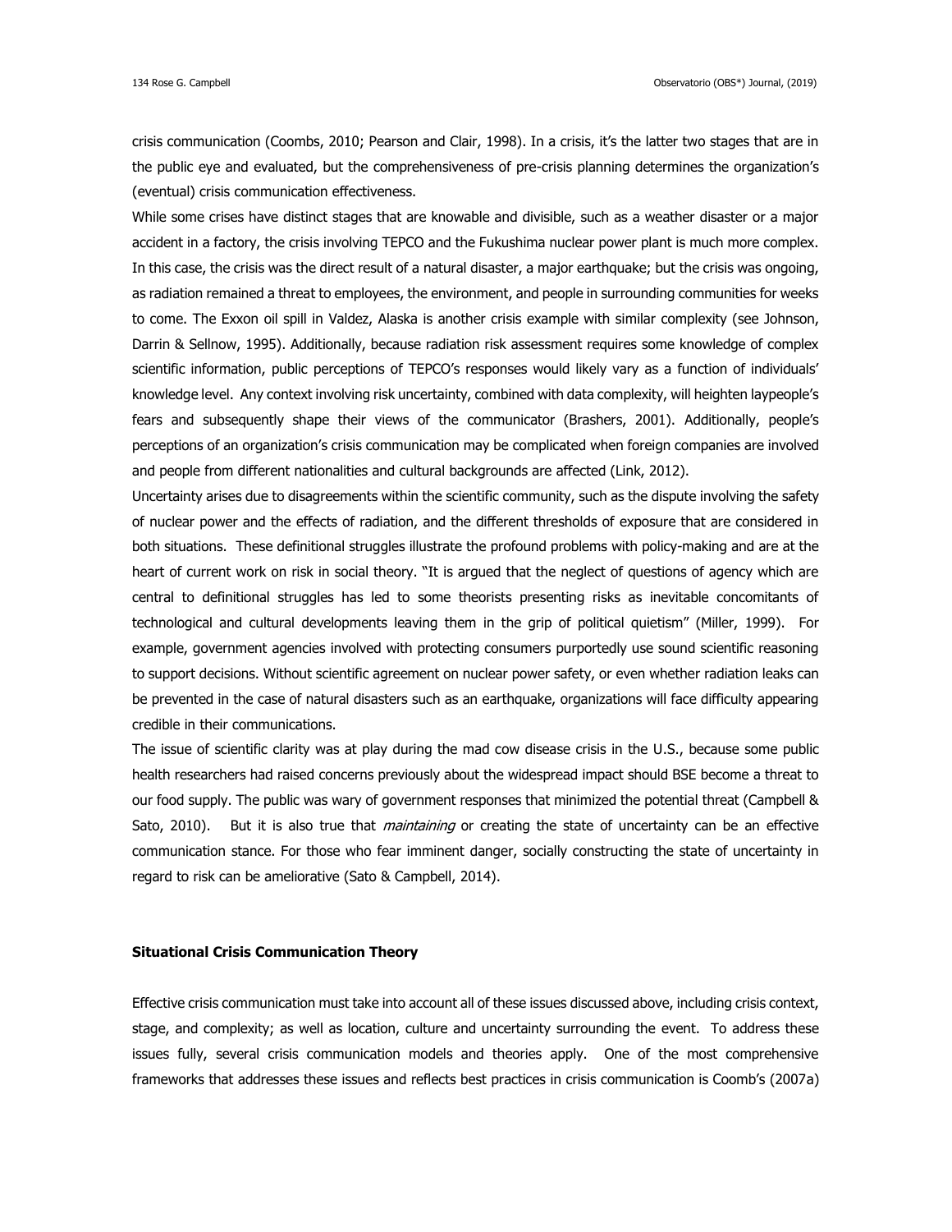crisis communication (Coombs, 2010; Pearson and Clair, 1998). In a crisis, it's the latter two stages that are in the public eye and evaluated, but the comprehensiveness of pre-crisis planning determines the organization's (eventual) crisis communication effectiveness.

While some crises have distinct stages that are knowable and divisible, such as a weather disaster or a major accident in a factory, the crisis involving TEPCO and the Fukushima nuclear power plant is much more complex. In this case, the crisis was the direct result of a natural disaster, a major earthquake; but the crisis was ongoing, as radiation remained a threat to employees, the environment, and people in surrounding communities for weeks to come. The Exxon oil spill in Valdez, Alaska is another crisis example with similar complexity (see Johnson, Darrin & Sellnow, 1995). Additionally, because radiation risk assessment requires some knowledge of complex scientific information, public perceptions of TEPCO's responses would likely vary as a function of individuals' knowledge level. Any context involving risk uncertainty, combined with data complexity, will heighten laypeople's fears and subsequently shape their views of the communicator (Brashers, 2001). Additionally, people's perceptions of an organization's crisis communication may be complicated when foreign companies are involved and people from different nationalities and cultural backgrounds are affected (Link, 2012).

Uncertainty arises due to disagreements within the scientific community, such as the dispute involving the safety of nuclear power and the effects of radiation, and the different thresholds of exposure that are considered in both situations. These definitional struggles illustrate the profound problems with policy-making and are at the heart of current work on risk in social theory. "It is argued that the neglect of questions of agency which are central to definitional struggles has led to some theorists presenting risks as inevitable concomitants of technological and cultural developments leaving them in the grip of political quietism" (Miller, 1999). For example, government agencies involved with protecting consumers purportedly use sound scientific reasoning to support decisions. Without scientific agreement on nuclear power safety, or even whether radiation leaks can be prevented in the case of natural disasters such as an earthquake, organizations will face difficulty appearing credible in their communications.

The issue of scientific clarity was at play during the mad cow disease crisis in the U.S., because some public health researchers had raised concerns previously about the widespread impact should BSE become a threat to our food supply. The public was wary of government responses that minimized the potential threat (Campbell & Sato, 2010). But it is also true that *maintaining* or creating the state of uncertainty can be an effective communication stance. For those who fear imminent danger, socially constructing the state of uncertainty in regard to risk can be ameliorative (Sato & Campbell, 2014).

## Situational Crisis Communication Theory

Effective crisis communication must take into account all of these issues discussed above, including crisis context, stage, and complexity; as well as location, culture and uncertainty surrounding the event. To address these issues fully, several crisis communication models and theories apply. One of the most comprehensive frameworks that addresses these issues and reflects best practices in crisis communication is Coomb's (2007a)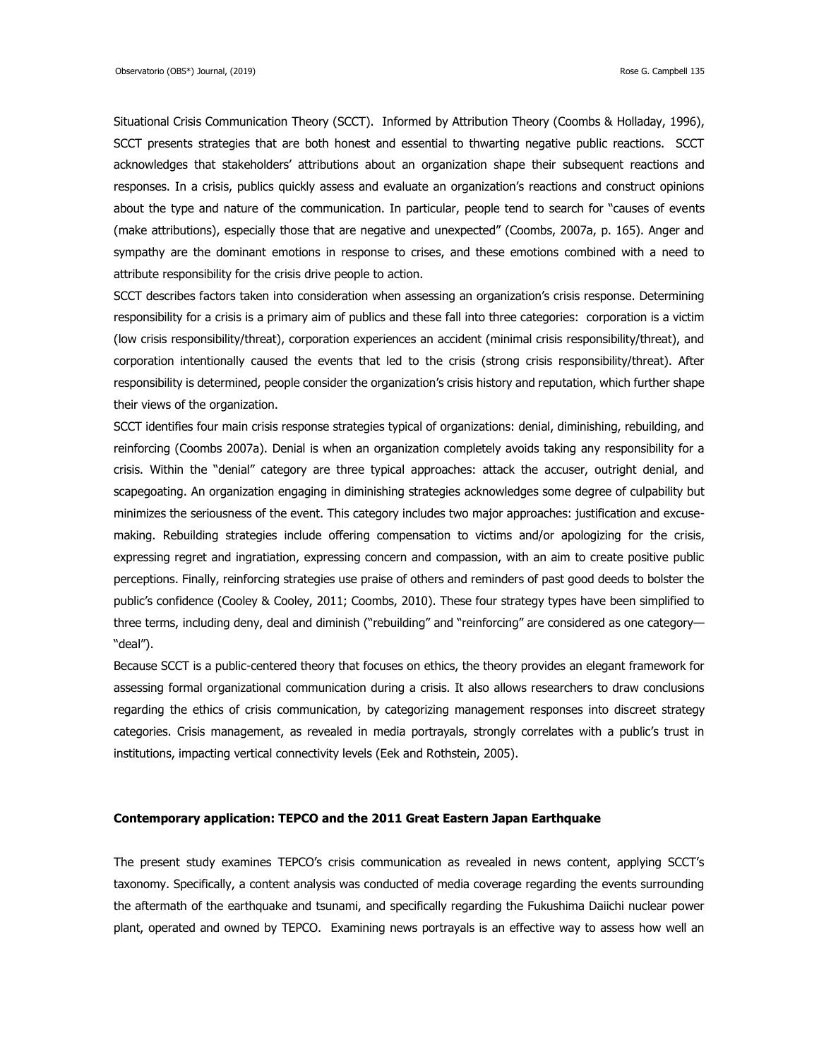Situational Crisis Communication Theory (SCCT). Informed by Attribution Theory (Coombs & Holladay, 1996), SCCT presents strategies that are both honest and essential to thwarting negative public reactions. SCCT acknowledges that stakeholders' attributions about an organization shape their subsequent reactions and responses. In a crisis, publics quickly assess and evaluate an organization's reactions and construct opinions about the type and nature of the communication. In particular, people tend to search for "causes of events (make attributions), especially those that are negative and unexpected" (Coombs, 2007a, p. 165). Anger and sympathy are the dominant emotions in response to crises, and these emotions combined with a need to attribute responsibility for the crisis drive people to action.

SCCT describes factors taken into consideration when assessing an organization's crisis response. Determining responsibility for a crisis is a primary aim of publics and these fall into three categories: corporation is a victim (low crisis responsibility/threat), corporation experiences an accident (minimal crisis responsibility/threat), and corporation intentionally caused the events that led to the crisis (strong crisis responsibility/threat). After responsibility is determined, people consider the organization's crisis history and reputation, which further shape their views of the organization.

SCCT identifies four main crisis response strategies typical of organizations: denial, diminishing, rebuilding, and reinforcing (Coombs 2007a). Denial is when an organization completely avoids taking any responsibility for a crisis. Within the "denial" category are three typical approaches: attack the accuser, outright denial, and scapegoating. An organization engaging in diminishing strategies acknowledges some degree of culpability but minimizes the seriousness of the event. This category includes two major approaches: justification and excuse-making. Rebuilding strategies include offering compensation to victims and/or apologizing for the crisis, expressing regret and ingratiation, expressing concern and compassion, with an aim to create positive public perceptions. Finally, reinforcing strategies use praise of others and reminders of past good deeds to bolster the public's confidence (Cooley & Cooley, 2011; Coombs, 2010). These four strategy types have been simplified to three terms, including deny, deal and diminish ("rebuilding" and "reinforcing" are considered as one category—"deal").

Because SCCT is a public-centered theory that focuses on ethics, the theory provides an elegant framework for assessing formal organizational communication during a crisis. It also allows researchers to draw conclusions regarding the ethics of crisis communication, by categorizing management responses into discreet strategy categories. Crisis management, as revealed in media portrayals, strongly correlates with a public's trust in institutions, impacting vertical connectivity levels (Eek and Rothstein, 2005).

## Contemporary application: TEPCO and the 2011 Great Eastern Japan Earthquake

The present study examines TEPCO's crisis communication as revealed in news content, applying SCCT's taxonomy. Specifically, a content analysis was conducted of media coverage regarding the events surrounding the aftermath of the earthquake and tsunami, and specifically regarding the Fukushima Daiichi nuclear power plant, operated and owned by TEPCO. Examining news portrayals is an effective way to assess how well an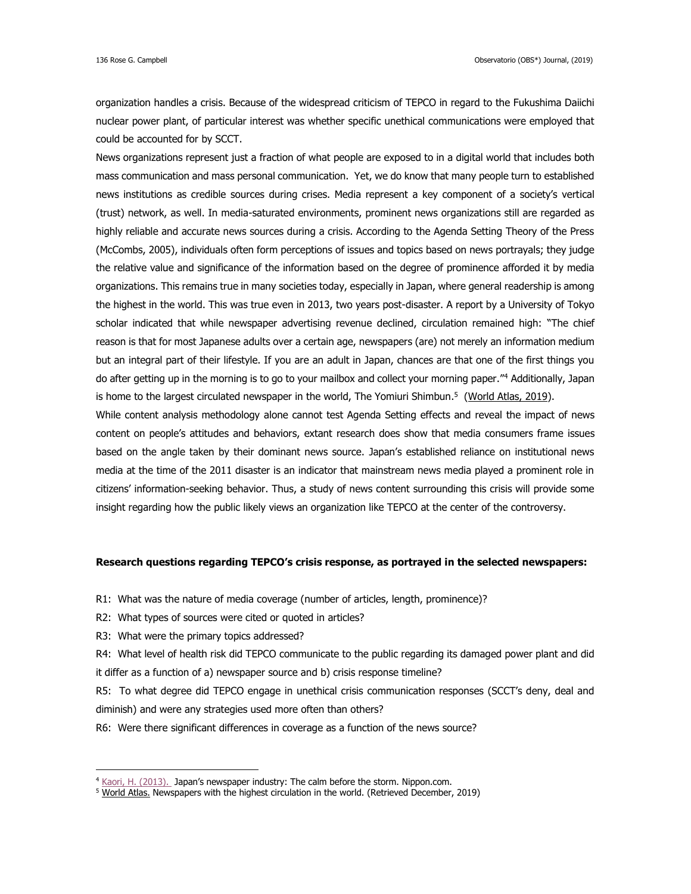organization handles a crisis. Because of the widespread criticism of TEPCO in regard to the Fukushima Daiichi nuclear power plant, of particular interest was whether specific unethical communications were employed that could be accounted for by SCCT.

News organizations represent just a fraction of what people are exposed to in a digital world that includes both mass communication and mass personal communication. Yet, we do know that many people turn to established news institutions as credible sources during crises. Media represent a key component of a society's vertical (trust) network, as well. In media-saturated environments, prominent news organizations still are regarded as highly reliable and accurate news sources during a crisis. According to the Agenda Setting Theory of the Press (McCombs, 2005), individuals often form perceptions of issues and topics based on news portrayals; they judge the relative value and significance of the information based on the degree of prominence afforded it by media organizations. This remains true in many societies today, especially in Japan, where general readership is among the highest in the world. This was true even in 2013, two years post-disaster. A report by a University of Tokyo scholar indicated that while newspaper advertising revenue declined, circulation remained high: "The chief reason is that for most Japanese adults over a certain age, newspapers (are) not merely an information medium but an integral part of their lifestyle. If you are an adult in Japan, chances are that one of the first things you do after getting up in the morning is to go to your mailbox and collect your morning paper."[4] Additionally, Japan is home to the largest circulated newspaper in the world, The Yomiuri Shimbun.[5] (World Atlas, 2019).

While content analysis methodology alone cannot test Agenda Setting effects and reveal the impact of news content on people's attitudes and behaviors, extant research does show that media consumers frame issues based on the angle taken by their dominant news source. Japan's established reliance on institutional news media at the time of the 2011 disaster is an indicator that mainstream news media played a prominent role in citizens' information-seeking behavior. Thus, a study of news content surrounding this crisis will provide some insight regarding how the public likely views an organization like TEPCO at the center of the controversy.

**Research questions regarding TEPCO's crisis response, as portrayed in the selected newspapers:**

R1: What was the nature of media coverage (number of articles, length, prominence)?

R2: What types of sources were cited or quoted in articles?

R3: What were the primary topics addressed?

R4: What level of health risk did TEPCO communicate to the public regarding its damaged power plant and did it differ as a function of a) newspaper source and b) crisis response timeline?

R5: To what degree did TEPCO engage in unethical crisis communication responses (SCCT's deny, deal and diminish) and were any strategies used more often than others?

R6: Were there significant differences in coverage as a function of the news source?

---

[4] Kaori, H. (2013). Japan's newspaper industry: The calm before the storm. Nippon.com.

[5] World Atlas. Newspapers with the highest circulation in the world. (Retrieved December, 2019)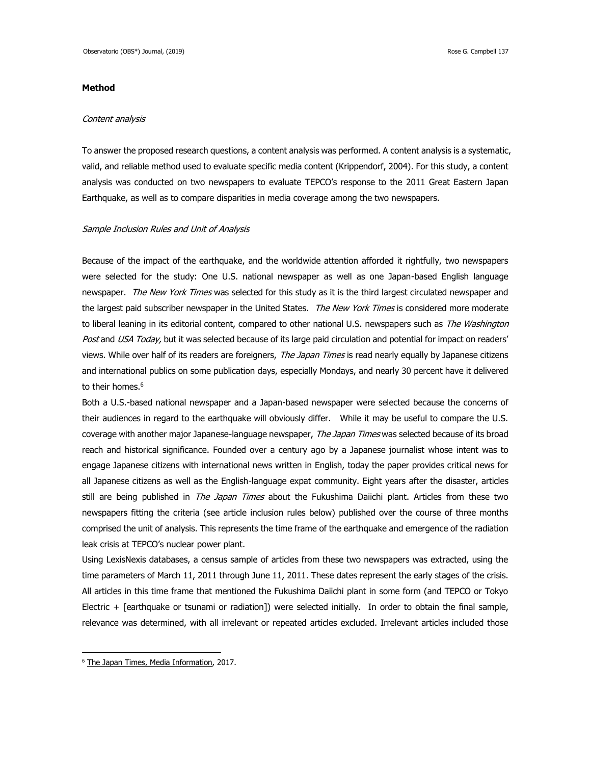## Method

*Content analysis*

To answer the proposed research questions, a content analysis was performed. A content analysis is a systematic, valid, and reliable method used to evaluate specific media content (Krippendorf, 2004). For this study, a content analysis was conducted on two newspapers to evaluate TEPCO's response to the 2011 Great Eastern Japan Earthquake, as well as to compare disparities in media coverage among the two newspapers.

*Sample Inclusion Rules and Unit of Analysis*

Because of the impact of the earthquake, and the worldwide attention afforded it rightfully, two newspapers were selected for the study: One U.S. national newspaper as well as one Japan-based English language newspaper. *The New York Times* was selected for this study as it is the third largest circulated newspaper and the largest paid subscriber newspaper in the United States. *The New York Times* is considered more moderate to liberal leaning in its editorial content, compared to other national U.S. newspapers such as *The Washington Post* and *USA Today,* but it was selected because of its large paid circulation and potential for impact on readers' views. While over half of its readers are foreigners, *The Japan Times* is read nearly equally by Japanese citizens and international publics on some publication days, especially Mondays, and nearly 30 percent have it delivered to their homes.[6]

Both a U.S.-based national newspaper and a Japan-based newspaper were selected because the concerns of their audiences in regard to the earthquake will obviously differ. While it may be useful to compare the U.S. coverage with another major Japanese-language newspaper, *The Japan Times* was selected because of its broad reach and historical significance. Founded over a century ago by a Japanese journalist whose intent was to engage Japanese citizens with international news written in English, today the paper provides critical news for all Japanese citizens as well as the English-language expat community. Eight years after the disaster, articles still are being published in *The Japan Times* about the Fukushima Daiichi plant. Articles from these two newspapers fitting the criteria (see article inclusion rules below) published over the course of three months comprised the unit of analysis. This represents the time frame of the earthquake and emergence of the radiation leak crisis at TEPCO's nuclear power plant.

Using LexisNexis databases, a census sample of articles from these two newspapers was extracted, using the time parameters of March 11, 2011 through June 11, 2011. These dates represent the early stages of the crisis. All articles in this time frame that mentioned the Fukushima Daiichi plant in some form (and TEPCO or Tokyo Electric + [earthquake or tsunami or radiation]) were selected initially. In order to obtain the final sample, relevance was determined, with all irrelevant or repeated articles excluded. Irrelevant articles included those

---

[6] The Japan Times, Media Information, 2017.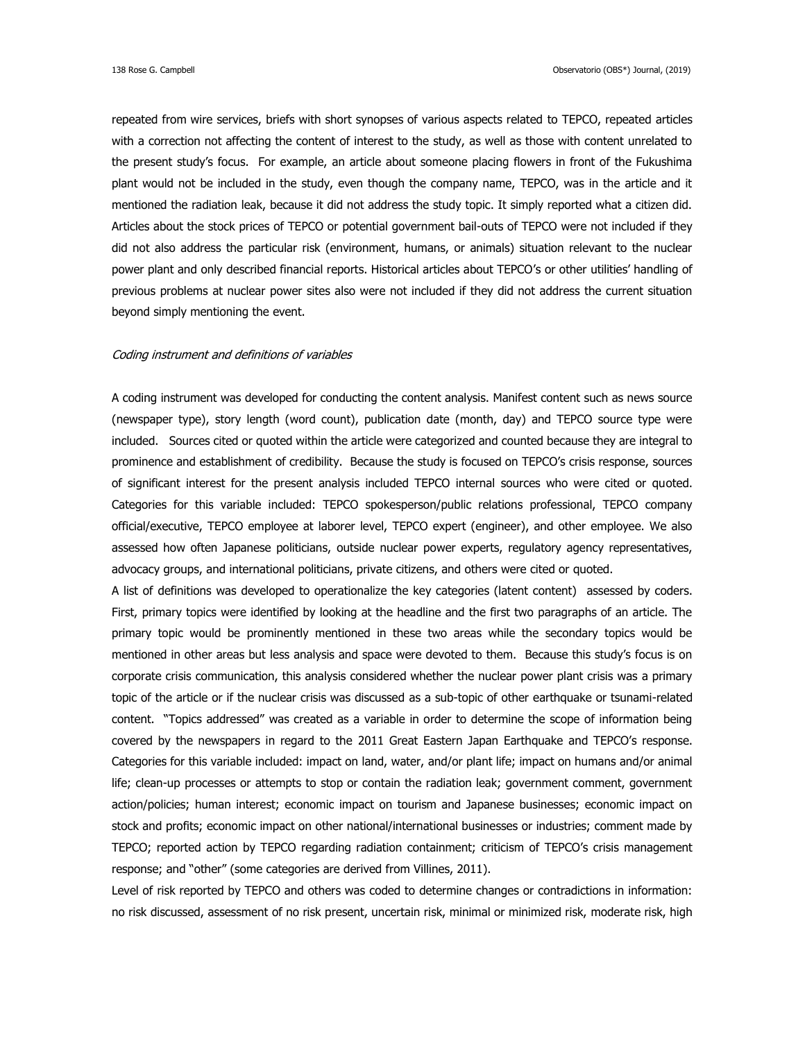repeated from wire services, briefs with short synopses of various aspects related to TEPCO, repeated articles with a correction not affecting the content of interest to the study, as well as those with content unrelated to the present study's focus. For example, an article about someone placing flowers in front of the Fukushima plant would not be included in the study, even though the company name, TEPCO, was in the article and it mentioned the radiation leak, because it did not address the study topic. It simply reported what a citizen did. Articles about the stock prices of TEPCO or potential government bail-outs of TEPCO were not included if they did not also address the particular risk (environment, humans, or animals) situation relevant to the nuclear power plant and only described financial reports. Historical articles about TEPCO's or other utilities' handling of previous problems at nuclear power sites also were not included if they did not address the current situation beyond simply mentioning the event.

*Coding instrument and definitions of variables*

A coding instrument was developed for conducting the content analysis. Manifest content such as news source (newspaper type), story length (word count), publication date (month, day) and TEPCO source type were included. Sources cited or quoted within the article were categorized and counted because they are integral to prominence and establishment of credibility. Because the study is focused on TEPCO's crisis response, sources of significant interest for the present analysis included TEPCO internal sources who were cited or quoted. Categories for this variable included: TEPCO spokesperson/public relations professional, TEPCO company official/executive, TEPCO employee at laborer level, TEPCO expert (engineer), and other employee. We also assessed how often Japanese politicians, outside nuclear power experts, regulatory agency representatives, advocacy groups, and international politicians, private citizens, and others were cited or quoted.

A list of definitions was developed to operationalize the key categories (latent content) assessed by coders. First, primary topics were identified by looking at the headline and the first two paragraphs of an article. The primary topic would be prominently mentioned in these two areas while the secondary topics would be mentioned in other areas but less analysis and space were devoted to them. Because this study's focus is on corporate crisis communication, this analysis considered whether the nuclear power plant crisis was a primary topic of the article or if the nuclear crisis was discussed as a sub-topic of other earthquake or tsunami-related content. "Topics addressed" was created as a variable in order to determine the scope of information being covered by the newspapers in regard to the 2011 Great Eastern Japan Earthquake and TEPCO's response. Categories for this variable included: impact on land, water, and/or plant life; impact on humans and/or animal life; clean-up processes or attempts to stop or contain the radiation leak; government comment, government action/policies; human interest; economic impact on tourism and Japanese businesses; economic impact on stock and profits; economic impact on other national/international businesses or industries; comment made by TEPCO; reported action by TEPCO regarding radiation containment; criticism of TEPCO's crisis management response; and "other" (some categories are derived from Villines, 2011).

Level of risk reported by TEPCO and others was coded to determine changes or contradictions in information: no risk discussed, assessment of no risk present, uncertain risk, minimal or minimized risk, moderate risk, high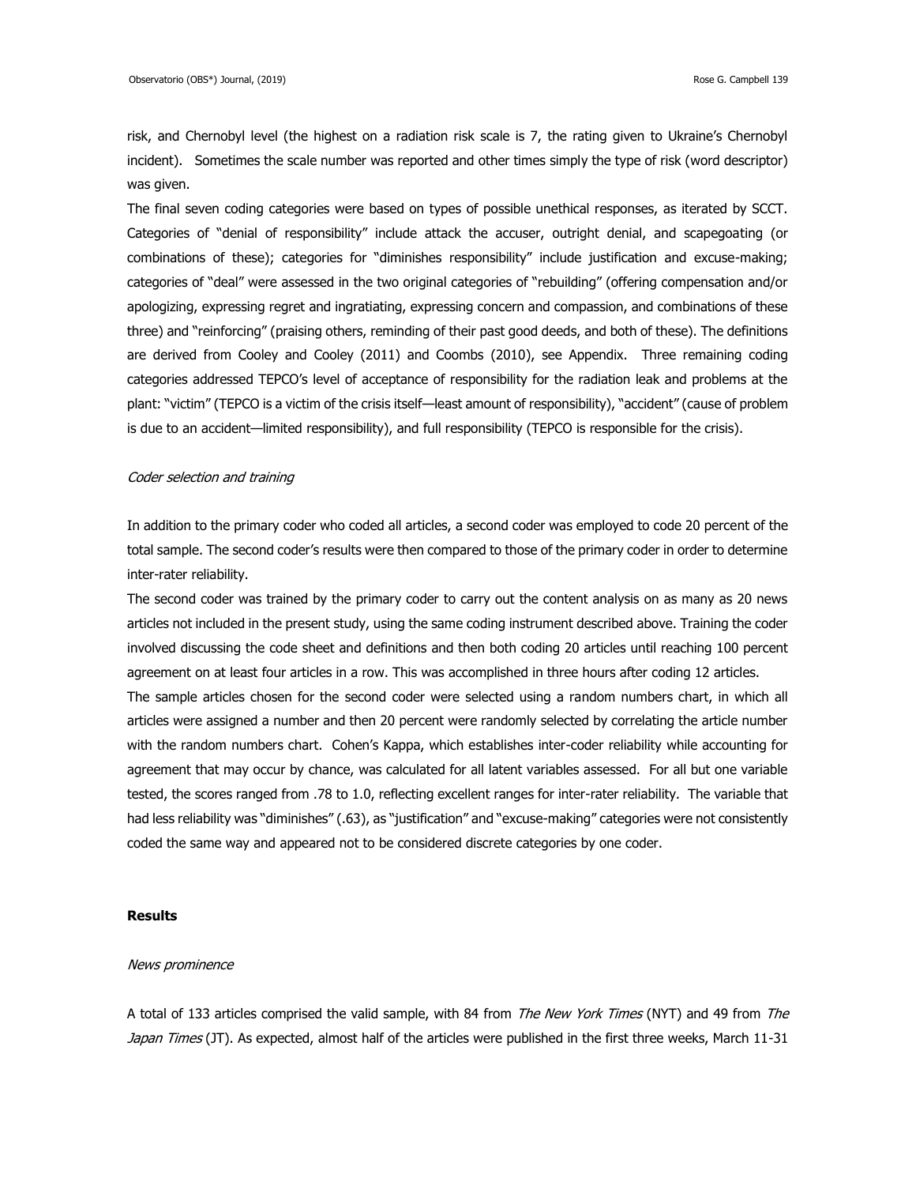risk, and Chernobyl level (the highest on a radiation risk scale is 7, the rating given to Ukraine's Chernobyl incident). Sometimes the scale number was reported and other times simply the type of risk (word descriptor) was given.

The final seven coding categories were based on types of possible unethical responses, as iterated by SCCT. Categories of "denial of responsibility" include attack the accuser, outright denial, and scapegoating (or combinations of these); categories for "diminishes responsibility" include justification and excuse-making; categories of "deal" were assessed in the two original categories of "rebuilding" (offering compensation and/or apologizing, expressing regret and ingratiating, expressing concern and compassion, and combinations of these three) and "reinforcing" (praising others, reminding of their past good deeds, and both of these). The definitions are derived from Cooley and Cooley (2011) and Coombs (2010), see Appendix. Three remaining coding categories addressed TEPCO's level of acceptance of responsibility for the radiation leak and problems at the plant: "victim" (TEPCO is a victim of the crisis itself—least amount of responsibility), "accident" (cause of problem is due to an accident—limited responsibility), and full responsibility (TEPCO is responsible for the crisis).

*Coder selection and training*

In addition to the primary coder who coded all articles, a second coder was employed to code 20 percent of the total sample. The second coder's results were then compared to those of the primary coder in order to determine inter-rater reliability.

The second coder was trained by the primary coder to carry out the content analysis on as many as 20 news articles not included in the present study, using the same coding instrument described above. Training the coder involved discussing the code sheet and definitions and then both coding 20 articles until reaching 100 percent agreement on at least four articles in a row. This was accomplished in three hours after coding 12 articles.

The sample articles chosen for the second coder were selected using a random numbers chart, in which all articles were assigned a number and then 20 percent were randomly selected by correlating the article number with the random numbers chart. Cohen's Kappa, which establishes inter-coder reliability while accounting for agreement that may occur by chance, was calculated for all latent variables assessed. For all but one variable tested, the scores ranged from .78 to 1.0, reflecting excellent ranges for inter-rater reliability. The variable that had less reliability was "diminishes" (.63), as "justification" and "excuse-making" categories were not consistently coded the same way and appeared not to be considered discrete categories by one coder.

## Results

*News prominence*

A total of 133 articles comprised the valid sample, with 84 from *The New York Times* (NYT) and 49 from *The Japan Times* (JT). As expected, almost half of the articles were published in the first three weeks, March 11-31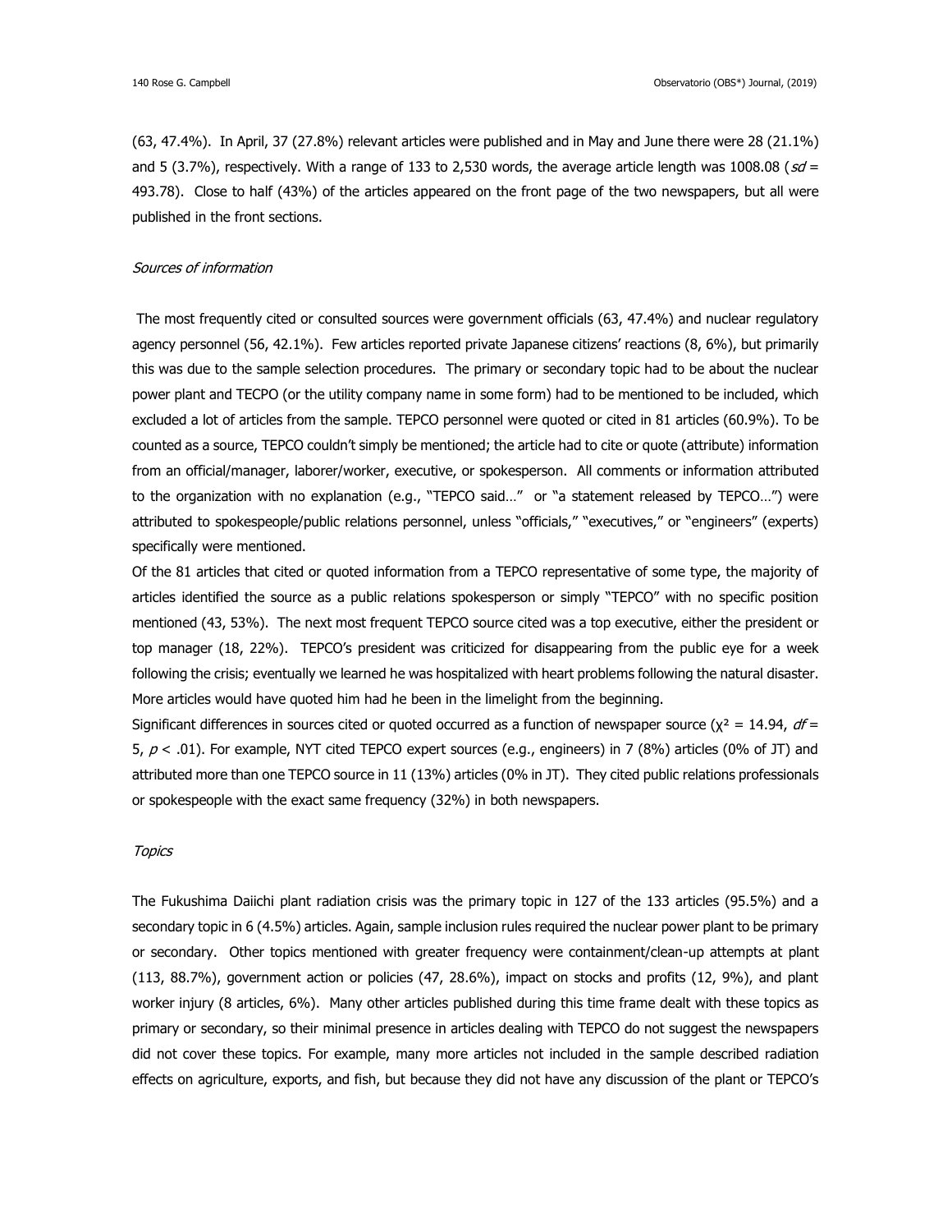(63, 47.4%). In April, 37 (27.8%) relevant articles were published and in May and June there were 28 (21.1%) and 5 (3.7%), respectively. With a range of 133 to 2,530 words, the average article length was 1008.08 ($sd$ = 493.78). Close to half (43%) of the articles appeared on the front page of the two newspapers, but all were published in the front sections.

*Sources of information*

The most frequently cited or consulted sources were government officials (63, 47.4%) and nuclear regulatory agency personnel (56, 42.1%). Few articles reported private Japanese citizens' reactions (8, 6%), but primarily this was due to the sample selection procedures. The primary or secondary topic had to be about the nuclear power plant and TECPO (or the utility company name in some form) had to be mentioned to be included, which excluded a lot of articles from the sample. TEPCO personnel were quoted or cited in 81 articles (60.9%). To be counted as a source, TEPCO couldn't simply be mentioned; the article had to cite or quote (attribute) information from an official/manager, laborer/worker, executive, or spokesperson. All comments or information attributed to the organization with no explanation (e.g., "TEPCO said…" or "a statement released by TEPCO…") were attributed to spokespeople/public relations personnel, unless "officials," "executives," or "engineers" (experts) specifically were mentioned.

Of the 81 articles that cited or quoted information from a TEPCO representative of some type, the majority of articles identified the source as a public relations spokesperson or simply "TEPCO" with no specific position mentioned (43, 53%). The next most frequent TEPCO source cited was a top executive, either the president or top manager (18, 22%). TEPCO's president was criticized for disappearing from the public eye for a week following the crisis; eventually we learned he was hospitalized with heart problems following the natural disaster. More articles would have quoted him had he been in the limelight from the beginning.

Significant differences in sources cited or quoted occurred as a function of newspaper source ($\chi^2 = 14.94$, $df = 5$, $p < .01$). For example, NYT cited TEPCO expert sources (e.g., engineers) in 7 (8%) articles (0% of JT) and attributed more than one TEPCO source in 11 (13%) articles (0% in JT). They cited public relations professionals or spokespeople with the exact same frequency (32%) in both newspapers.

*Topics*

The Fukushima Daiichi plant radiation crisis was the primary topic in 127 of the 133 articles (95.5%) and a secondary topic in 6 (4.5%) articles. Again, sample inclusion rules required the nuclear power plant to be primary or secondary. Other topics mentioned with greater frequency were containment/clean-up attempts at plant (113, 88.7%), government action or policies (47, 28.6%), impact on stocks and profits (12, 9%), and plant worker injury (8 articles, 6%). Many other articles published during this time frame dealt with these topics as primary or secondary, so their minimal presence in articles dealing with TEPCO do not suggest the newspapers did not cover these topics. For example, many more articles not included in the sample described radiation effects on agriculture, exports, and fish, but because they did not have any discussion of the plant or TEPCO's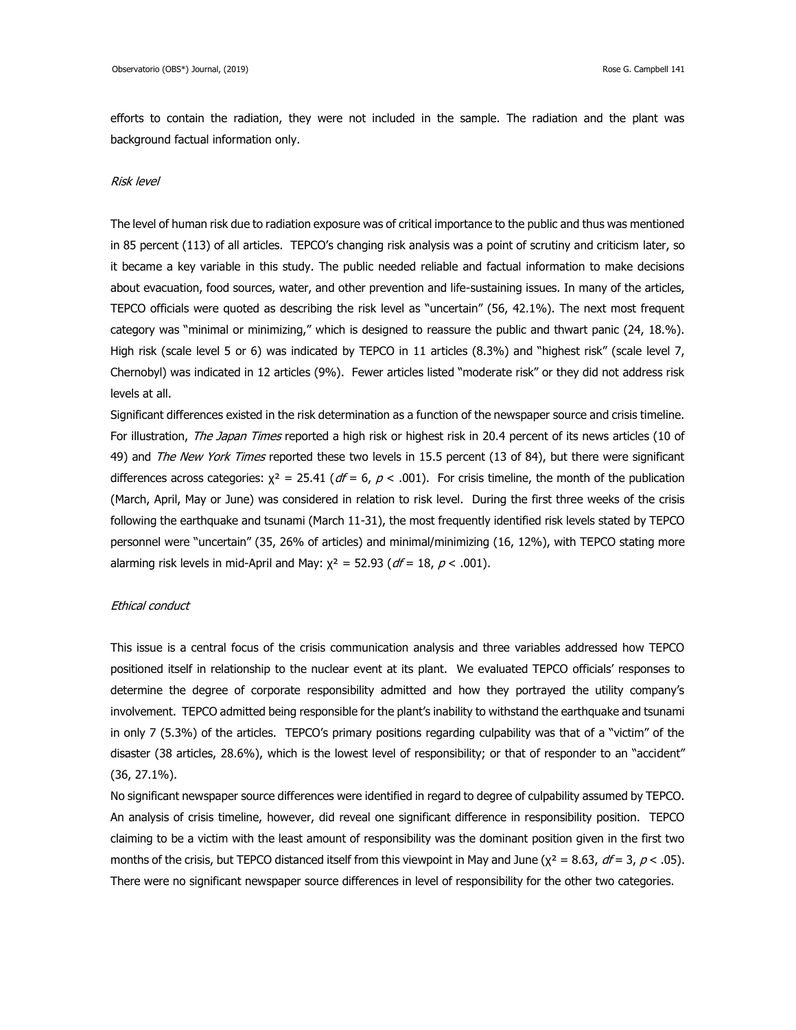efforts to contain the radiation, they were not included in the sample. The radiation and the plant was background factual information only.

### *Risk level*

The level of human risk due to radiation exposure was of critical importance to the public and thus was mentioned in 85 percent (113) of all articles. TEPCO's changing risk analysis was a point of scrutiny and criticism later, so it became a key variable in this study. The public needed reliable and factual information to make decisions about evacuation, food sources, water, and other prevention and life-sustaining issues. In many of the articles, TEPCO officials were quoted as describing the risk level as "uncertain" (56, 42.1%). The next most frequent category was "minimal or minimizing," which is designed to reassure the public and thwart panic (24, 18.%). High risk (scale level 5 or 6) was indicated by TEPCO in 11 articles (8.3%) and "highest risk" (scale level 7, Chernobyl) was indicated in 12 articles (9%). Fewer articles listed "moderate risk" or they did not address risk levels at all.

Significant differences existed in the risk determination as a function of the newspaper source and crisis timeline. For illustration, *The Japan Times* reported a high risk or highest risk in 20.4 percent of its news articles (10 of 49) and *The New York Times* reported these two levels in 15.5 percent (13 of 84), but there were significant differences across categories: $\chi^2 = 25.41$ ($df = 6$, $p < .001$). For crisis timeline, the month of the publication (March, April, May or June) was considered in relation to risk level. During the first three weeks of the crisis following the earthquake and tsunami (March 11-31), the most frequently identified risk levels stated by TEPCO personnel were "uncertain" (35, 26% of articles) and minimal/minimizing (16, 12%), with TEPCO stating more alarming risk levels in mid-April and May: $\chi^2 = 52.93$ ($df = 18$, $p < .001$).

### *Ethical conduct*

This issue is a central focus of the crisis communication analysis and three variables addressed how TEPCO positioned itself in relationship to the nuclear event at its plant. We evaluated TEPCO officials' responses to determine the degree of corporate responsibility admitted and how they portrayed the utility company's involvement. TEPCO admitted being responsible for the plant's inability to withstand the earthquake and tsunami in only 7 (5.3%) of the articles. TEPCO's primary positions regarding culpability was that of a "victim" of the disaster (38 articles, 28.6%), which is the lowest level of responsibility; or that of responder to an "accident" (36, 27.1%).

No significant newspaper source differences were identified in regard to degree of culpability assumed by TEPCO. An analysis of crisis timeline, however, did reveal one significant difference in responsibility position. TEPCO claiming to be a victim with the least amount of responsibility was the dominant position given in the first two months of the crisis, but TEPCO distanced itself from this viewpoint in May and June ($\chi^2 = 8.63$, $df = 3$, $p < .05$). There were no significant newspaper source differences in level of responsibility for the other two categories.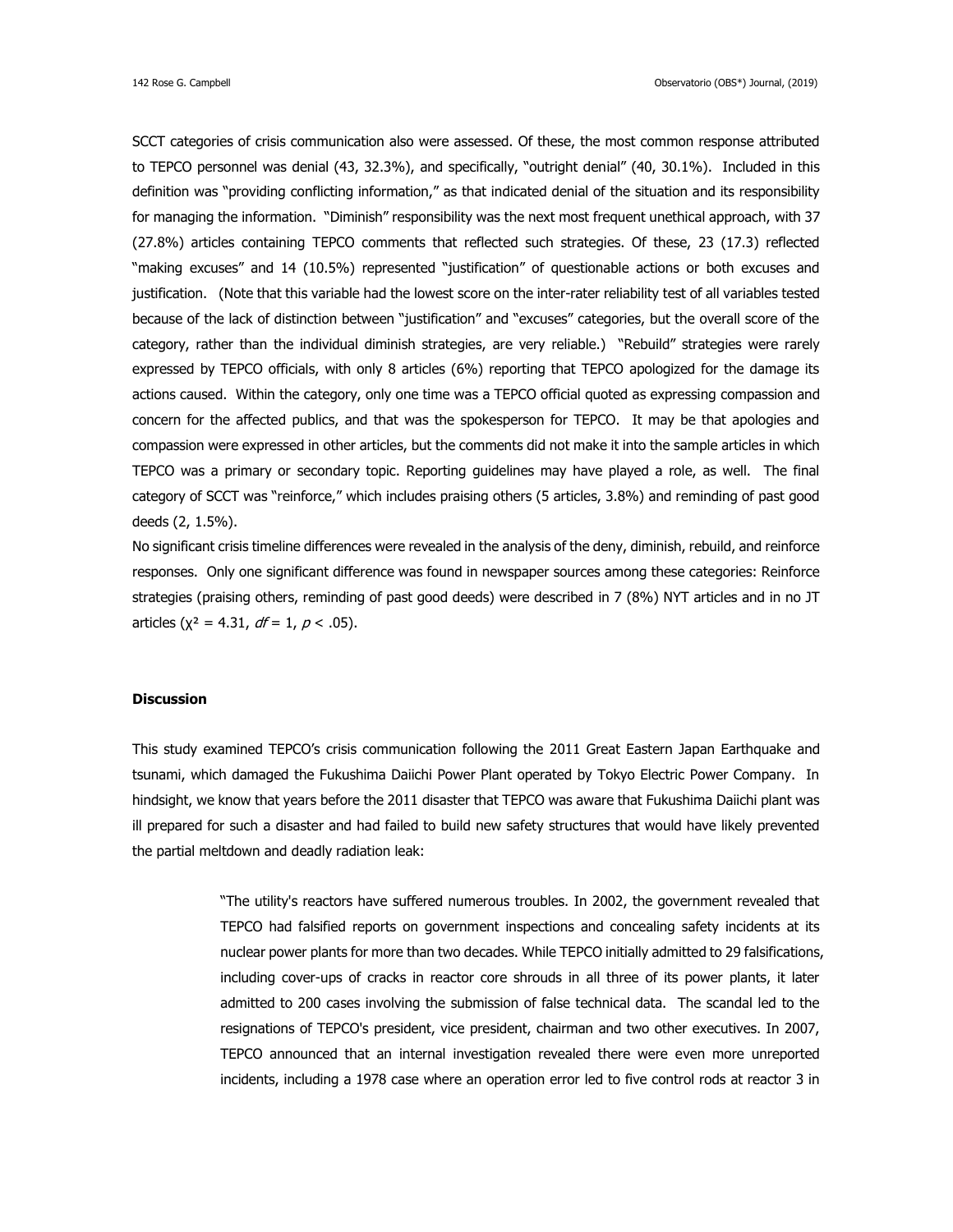SCCT categories of crisis communication also were assessed. Of these, the most common response attributed to TEPCO personnel was denial (43, 32.3%), and specifically, "outright denial" (40, 30.1%). Included in this definition was "providing conflicting information," as that indicated denial of the situation and its responsibility for managing the information. "Diminish" responsibility was the next most frequent unethical approach, with 37 (27.8%) articles containing TEPCO comments that reflected such strategies. Of these, 23 (17.3) reflected "making excuses" and 14 (10.5%) represented "justification" of questionable actions or both excuses and justification. (Note that this variable had the lowest score on the inter-rater reliability test of all variables tested because of the lack of distinction between "justification" and "excuses" categories, but the overall score of the category, rather than the individual diminish strategies, are very reliable.) "Rebuild" strategies were rarely expressed by TEPCO officials, with only 8 articles (6%) reporting that TEPCO apologized for the damage its actions caused. Within the category, only one time was a TEPCO official quoted as expressing compassion and concern for the affected publics, and that was the spokesperson for TEPCO. It may be that apologies and compassion were expressed in other articles, but the comments did not make it into the sample articles in which TEPCO was a primary or secondary topic. Reporting guidelines may have played a role, as well. The final category of SCCT was "reinforce," which includes praising others (5 articles, 3.8%) and reminding of past good deeds (2, 1.5%).

No significant crisis timeline differences were revealed in the analysis of the deny, diminish, rebuild, and reinforce responses. Only one significant difference was found in newspaper sources among these categories: Reinforce strategies (praising others, reminding of past good deeds) were described in 7 (8%) NYT articles and in no JT articles ($\chi^2 = 4.31$, $df = 1$, $p < .05$).

## Discussion

This study examined TEPCO's crisis communication following the 2011 Great Eastern Japan Earthquake and tsunami, which damaged the Fukushima Daiichi Power Plant operated by Tokyo Electric Power Company. In hindsight, we know that years before the 2011 disaster that TEPCO was aware that Fukushima Daiichi plant was ill prepared for such a disaster and had failed to build new safety structures that would have likely prevented the partial meltdown and deadly radiation leak:

> "The utility's reactors have suffered numerous troubles. In 2002, the government revealed that TEPCO had falsified reports on government inspections and concealing safety incidents at its nuclear power plants for more than two decades. While TEPCO initially admitted to 29 falsifications, including cover-ups of cracks in reactor core shrouds in all three of its power plants, it later admitted to 200 cases involving the submission of false technical data. The scandal led to the resignations of TEPCO's president, vice president, chairman and two other executives. In 2007, TEPCO announced that an internal investigation revealed there were even more unreported incidents, including a 1978 case where an operation error led to five control rods at reactor 3 in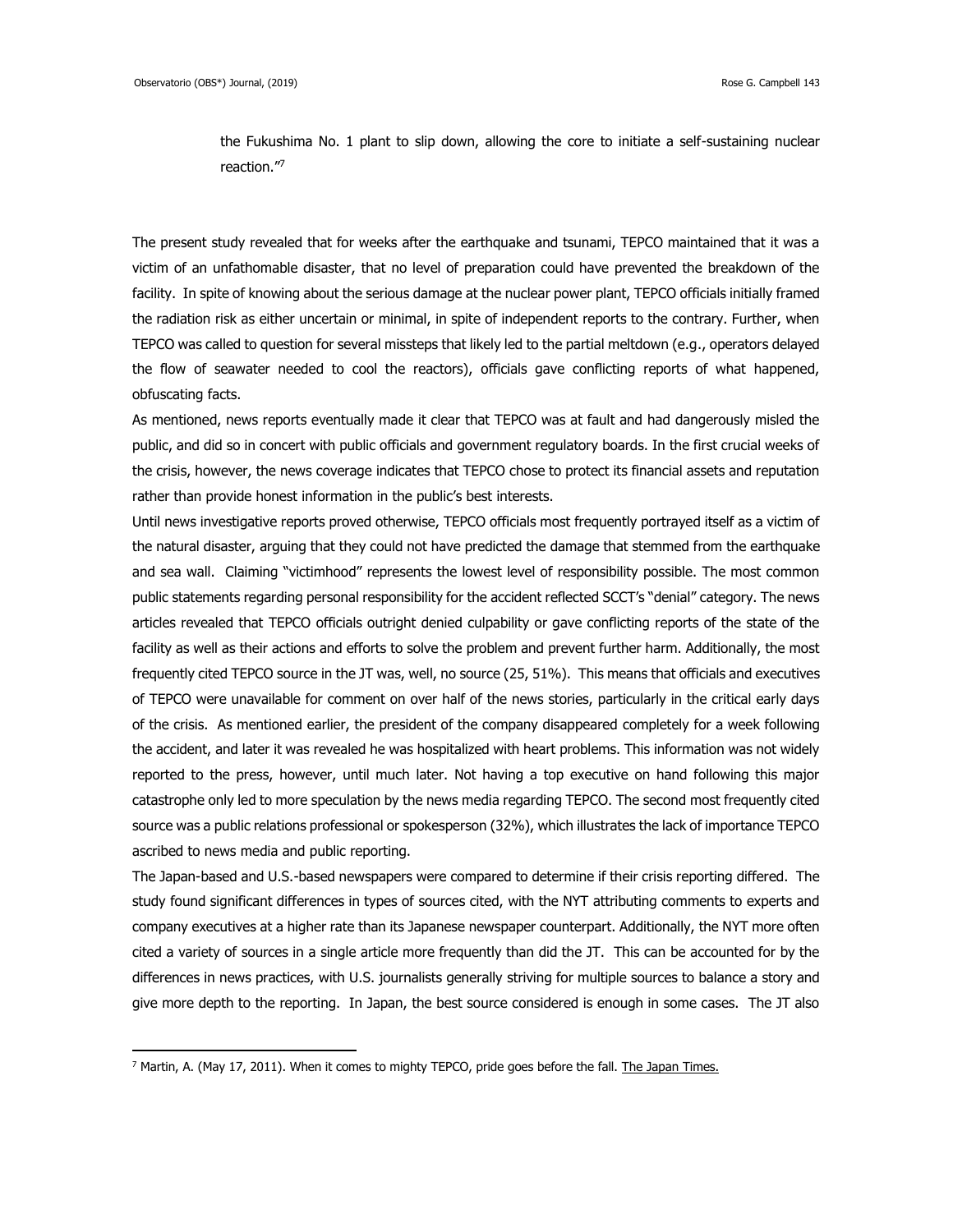> the Fukushima No. 1 plant to slip down, allowing the core to initiate a self-sustaining nuclear reaction."[7]

The present study revealed that for weeks after the earthquake and tsunami, TEPCO maintained that it was a victim of an unfathomable disaster, that no level of preparation could have prevented the breakdown of the facility. In spite of knowing about the serious damage at the nuclear power plant, TEPCO officials initially framed the radiation risk as either uncertain or minimal, in spite of independent reports to the contrary. Further, when TEPCO was called to question for several missteps that likely led to the partial meltdown (e.g., operators delayed the flow of seawater needed to cool the reactors), officials gave conflicting reports of what happened, obfuscating facts.

As mentioned, news reports eventually made it clear that TEPCO was at fault and had dangerously misled the public, and did so in concert with public officials and government regulatory boards. In the first crucial weeks of the crisis, however, the news coverage indicates that TEPCO chose to protect its financial assets and reputation rather than provide honest information in the public's best interests.

Until news investigative reports proved otherwise, TEPCO officials most frequently portrayed itself as a victim of the natural disaster, arguing that they could not have predicted the damage that stemmed from the earthquake and sea wall. Claiming "victimhood" represents the lowest level of responsibility possible. The most common public statements regarding personal responsibility for the accident reflected SCCT's "denial" category. The news articles revealed that TEPCO officials outright denied culpability or gave conflicting reports of the state of the facility as well as their actions and efforts to solve the problem and prevent further harm. Additionally, the most frequently cited TEPCO source in the JT was, well, no source (25, 51%). This means that officials and executives of TEPCO were unavailable for comment on over half of the news stories, particularly in the critical early days of the crisis. As mentioned earlier, the president of the company disappeared completely for a week following the accident, and later it was revealed he was hospitalized with heart problems. This information was not widely reported to the press, however, until much later. Not having a top executive on hand following this major catastrophe only led to more speculation by the news media regarding TEPCO. The second most frequently cited source was a public relations professional or spokesperson (32%), which illustrates the lack of importance TEPCO ascribed to news media and public reporting.

The Japan-based and U.S.-based newspapers were compared to determine if their crisis reporting differed. The study found significant differences in types of sources cited, with the NYT attributing comments to experts and company executives at a higher rate than its Japanese newspaper counterpart. Additionally, the NYT more often cited a variety of sources in a single article more frequently than did the JT. This can be accounted for by the differences in news practices, with U.S. journalists generally striving for multiple sources to balance a story and give more depth to the reporting. In Japan, the best source considered is enough in some cases. The JT also

[7] Martin, A. (May 17, 2011). When it comes to mighty TEPCO, pride goes before the fall. The Japan Times.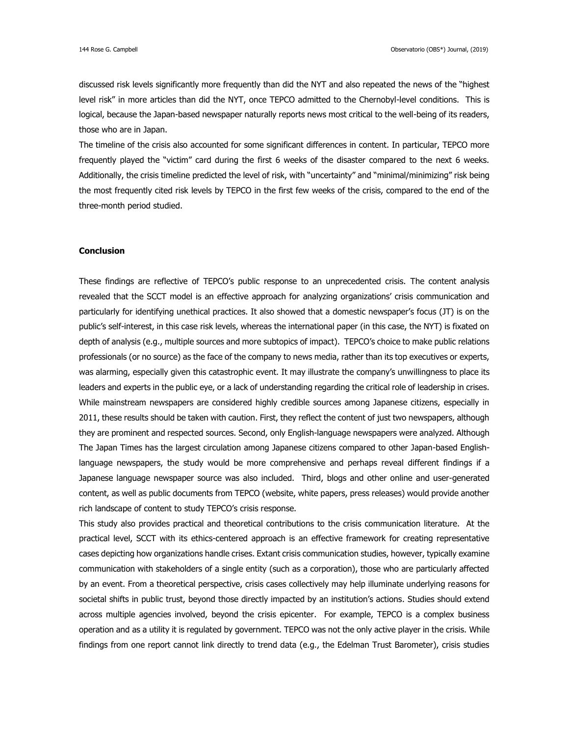discussed risk levels significantly more frequently than did the NYT and also repeated the news of the "highest level risk" in more articles than did the NYT, once TEPCO admitted to the Chernobyl-level conditions. This is logical, because the Japan-based newspaper naturally reports news most critical to the well-being of its readers, those who are in Japan.

The timeline of the crisis also accounted for some significant differences in content. In particular, TEPCO more frequently played the "victim" card during the first 6 weeks of the disaster compared to the next 6 weeks. Additionally, the crisis timeline predicted the level of risk, with "uncertainty" and "minimal/minimizing" risk being the most frequently cited risk levels by TEPCO in the first few weeks of the crisis, compared to the end of the three-month period studied.

## Conclusion

These findings are reflective of TEPCO's public response to an unprecedented crisis. The content analysis revealed that the SCCT model is an effective approach for analyzing organizations' crisis communication and particularly for identifying unethical practices. It also showed that a domestic newspaper's focus (JT) is on the public's self-interest, in this case risk levels, whereas the international paper (in this case, the NYT) is fixated on depth of analysis (e.g., multiple sources and more subtopics of impact). TEPCO's choice to make public relations professionals (or no source) as the face of the company to news media, rather than its top executives or experts, was alarming, especially given this catastrophic event. It may illustrate the company's unwillingness to place its leaders and experts in the public eye, or a lack of understanding regarding the critical role of leadership in crises. While mainstream newspapers are considered highly credible sources among Japanese citizens, especially in 2011, these results should be taken with caution. First, they reflect the content of just two newspapers, although they are prominent and respected sources. Second, only English-language newspapers were analyzed. Although The Japan Times has the largest circulation among Japanese citizens compared to other Japan-based English-language newspapers, the study would be more comprehensive and perhaps reveal different findings if a Japanese language newspaper source was also included. Third, blogs and other online and user-generated content, as well as public documents from TEPCO (website, white papers, press releases) would provide another rich landscape of content to study TEPCO's crisis response.

This study also provides practical and theoretical contributions to the crisis communication literature. At the practical level, SCCT with its ethics-centered approach is an effective framework for creating representative cases depicting how organizations handle crises. Extant crisis communication studies, however, typically examine communication with stakeholders of a single entity (such as a corporation), those who are particularly affected by an event. From a theoretical perspective, crisis cases collectively may help illuminate underlying reasons for societal shifts in public trust, beyond those directly impacted by an institution's actions. Studies should extend across multiple agencies involved, beyond the crisis epicenter. For example, TEPCO is a complex business operation and as a utility it is regulated by government. TEPCO was not the only active player in the crisis. While findings from one report cannot link directly to trend data (e.g., the Edelman Trust Barometer), crisis studies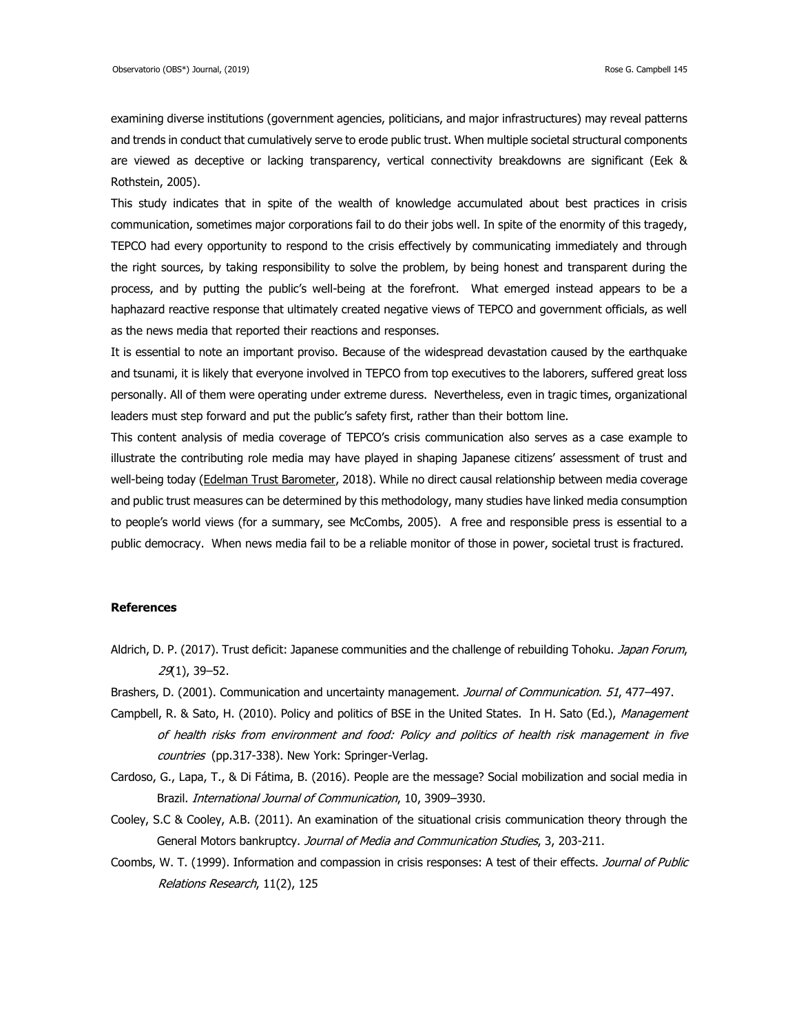examining diverse institutions (government agencies, politicians, and major infrastructures) may reveal patterns and trends in conduct that cumulatively serve to erode public trust. When multiple societal structural components are viewed as deceptive or lacking transparency, vertical connectivity breakdowns are significant (Eek & Rothstein, 2005).

This study indicates that in spite of the wealth of knowledge accumulated about best practices in crisis communication, sometimes major corporations fail to do their jobs well. In spite of the enormity of this tragedy, TEPCO had every opportunity to respond to the crisis effectively by communicating immediately and through the right sources, by taking responsibility to solve the problem, by being honest and transparent during the process, and by putting the public's well-being at the forefront. What emerged instead appears to be a haphazard reactive response that ultimately created negative views of TEPCO and government officials, as well as the news media that reported their reactions and responses.

It is essential to note an important proviso. Because of the widespread devastation caused by the earthquake and tsunami, it is likely that everyone involved in TEPCO from top executives to the laborers, suffered great loss personally. All of them were operating under extreme duress. Nevertheless, even in tragic times, organizational leaders must step forward and put the public's safety first, rather than their bottom line.

This content analysis of media coverage of TEPCO's crisis communication also serves as a case example to illustrate the contributing role media may have played in shaping Japanese citizens' assessment of trust and well-being today (Edelman Trust Barometer, 2018). While no direct causal relationship between media coverage and public trust measures can be determined by this methodology, many studies have linked media consumption to people's world views (for a summary, see McCombs, 2005). A free and responsible press is essential to a public democracy. When news media fail to be a reliable monitor of those in power, societal trust is fractured.

## References

Aldrich, D. P. (2017). Trust deficit: Japanese communities and the challenge of rebuilding Tohoku. *Japan Forum*, *29*(1), 39–52.

Brashers, D. (2001). Communication and uncertainty management. *Journal of Communication*. *51*, 477–497.

Campbell, R. & Sato, H. (2010). Policy and politics of BSE in the United States. In H. Sato (Ed.), *Management of health risks from environment and food: Policy and politics of health risk management in five countries* (pp.317-338). New York: Springer-Verlag.

Cardoso, G., Lapa, T., & Di Fátima, B. (2016). People are the message? Social mobilization and social media in Brazil. *International Journal of Communication*, 10, 3909–3930.

Cooley, S.C & Cooley, A.B. (2011). An examination of the situational crisis communication theory through the General Motors bankruptcy. *Journal of Media and Communication Studies*, 3, 203-211.

Coombs, W. T. (1999). Information and compassion in crisis responses: A test of their effects. *Journal of Public Relations Research*, 11(2), 125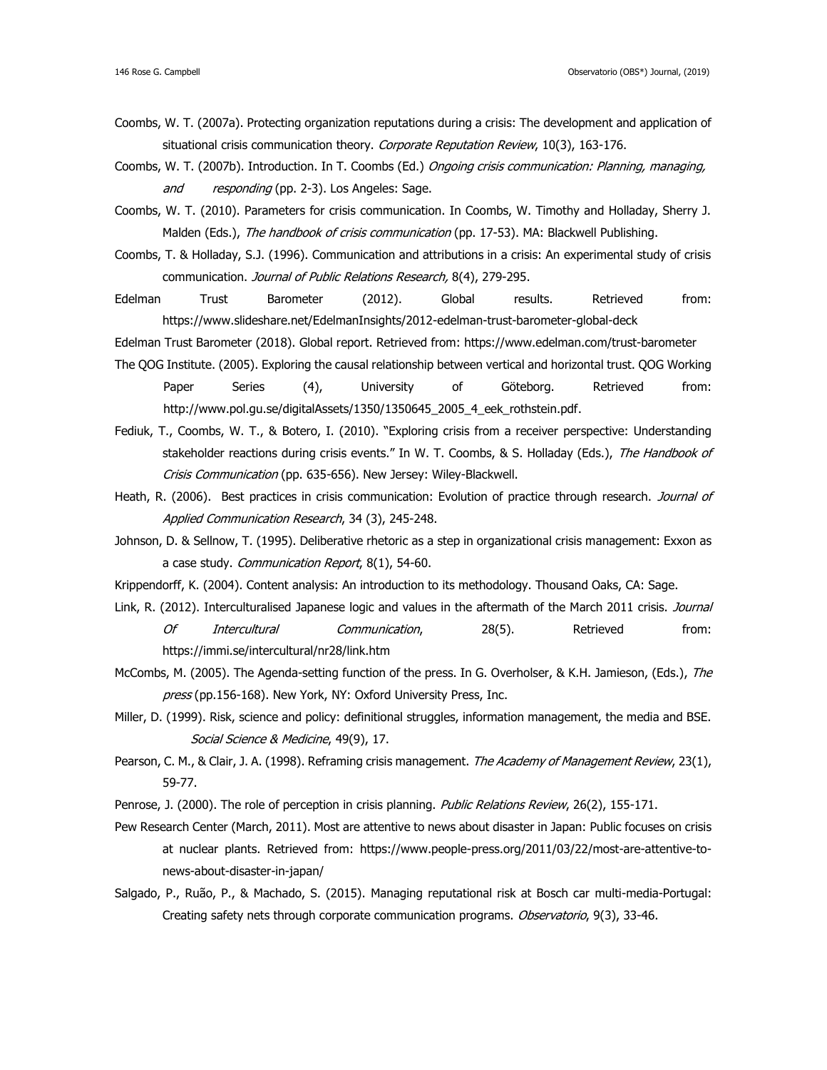Coombs, W. T. (2007a). Protecting organization reputations during a crisis: The development and application of situational crisis communication theory. *Corporate Reputation Review*, 10(3), 163-176.

Coombs, W. T. (2007b). Introduction. In T. Coombs (Ed.) *Ongoing crisis communication: Planning, managing, and responding* (pp. 2-3). Los Angeles: Sage.

Coombs, W. T. (2010). Parameters for crisis communication. In Coombs, W. Timothy and Holladay, Sherry J. Malden (Eds.), *The handbook of crisis communication* (pp. 17-53). MA: Blackwell Publishing.

Coombs, T. & Holladay, S.J. (1996). Communication and attributions in a crisis: An experimental study of crisis communication. *Journal of Public Relations Research,* 8(4), 279-295.

Edelman Trust Barometer (2012). Global results. Retrieved from: https://www.slideshare.net/EdelmanInsights/2012-edelman-trust-barometer-global-deck

Edelman Trust Barometer (2018). Global report. Retrieved from: https://www.edelman.com/trust-barometer

The QOG Institute. (2005). Exploring the causal relationship between vertical and horizontal trust. QOG Working Paper Series (4), University of Göteborg. Retrieved from: http://www.pol.gu.se/digitalAssets/1350/1350645_2005_4_eek_rothstein.pdf.

Fediuk, T., Coombs, W. T., & Botero, I. (2010). "Exploring crisis from a receiver perspective: Understanding stakeholder reactions during crisis events." In W. T. Coombs, & S. Holladay (Eds.), *The Handbook of Crisis Communication* (pp. 635-656). New Jersey: Wiley-Blackwell.

Heath, R. (2006). Best practices in crisis communication: Evolution of practice through research. *Journal of Applied Communication Research*, 34 (3), 245-248.

Johnson, D. & Sellnow, T. (1995). Deliberative rhetoric as a step in organizational crisis management: Exxon as a case study. *Communication Report*, 8(1), 54-60.

Krippendorff, K. (2004). Content analysis: An introduction to its methodology. Thousand Oaks, CA: Sage.

Link, R. (2012). Interculturalised Japanese logic and values in the aftermath of the March 2011 crisis. *Journal Of Intercultural Communication*, 28(5). Retrieved from: https://immi.se/intercultural/nr28/link.htm

McCombs, M. (2005). The Agenda-setting function of the press. In G. Overholser, & K.H. Jamieson, (Eds.), *The press* (pp.156-168). New York, NY: Oxford University Press, Inc.

Miller, D. (1999). Risk, science and policy: definitional struggles, information management, the media and BSE. *Social Science & Medicine*, 49(9), 17.

Pearson, C. M., & Clair, J. A. (1998). Reframing crisis management. *The Academy of Management Review*, 23(1), 59-77.

Penrose, J. (2000). The role of perception in crisis planning. *Public Relations Review*, 26(2), 155-171.

Pew Research Center (March, 2011). Most are attentive to news about disaster in Japan: Public focuses on crisis at nuclear plants. Retrieved from: https://www.people-press.org/2011/03/22/most-are-attentive-to-news-about-disaster-in-japan/

Salgado, P., Ruão, P., & Machado, S. (2015). Managing reputational risk at Bosch car multi-media-Portugal: Creating safety nets through corporate communication programs. *Observatorio*, 9(3), 33-46.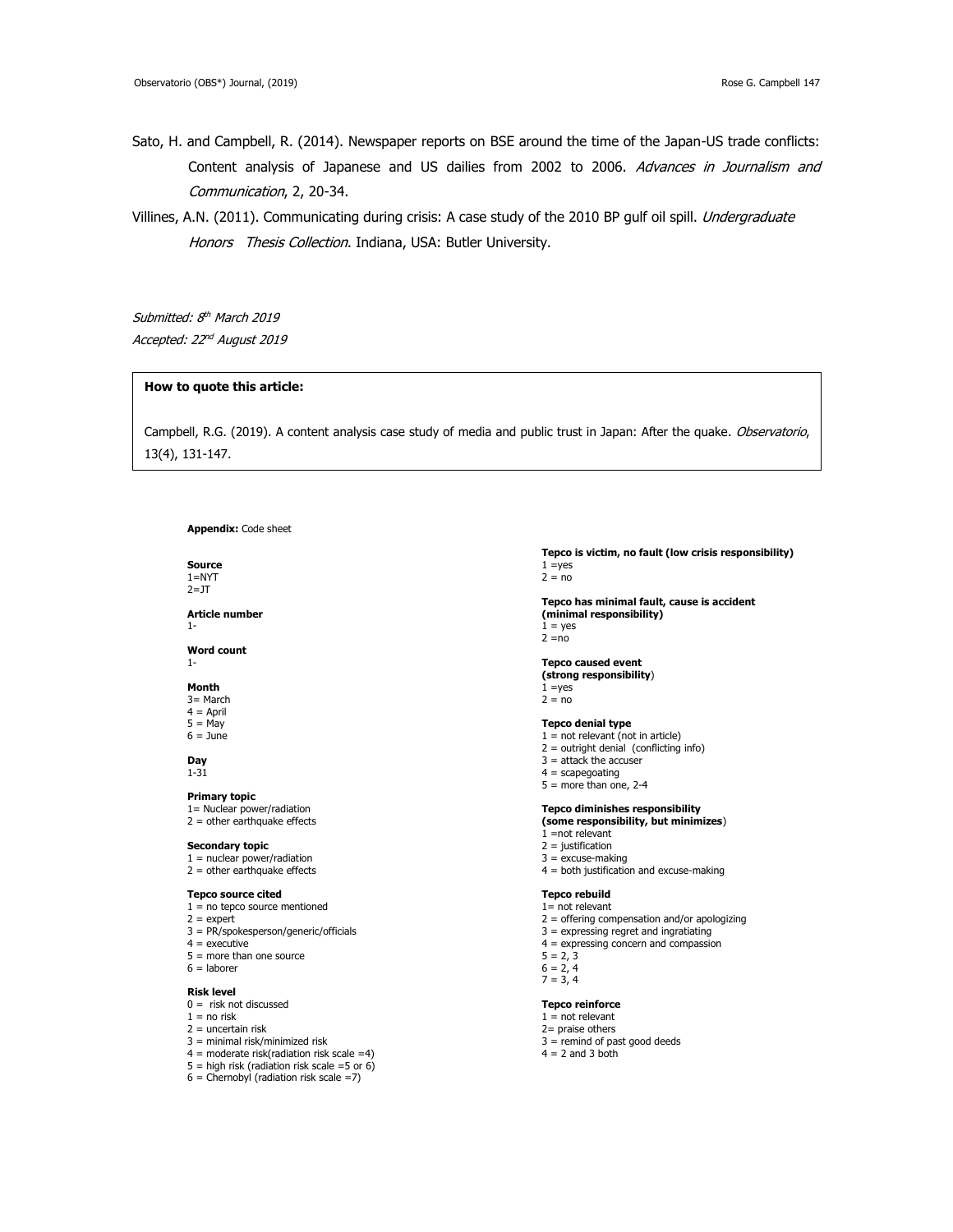Sato, H. and Campbell, R. (2014). Newspaper reports on BSE around the time of the Japan-US trade conflicts: Content analysis of Japanese and US dailies from 2002 to 2006. *Advances in Journalism and Communication*, 2, 20-34.

Villines, A.N. (2011). Communicating during crisis: A case study of the 2010 BP gulf oil spill. *Undergraduate Honors Thesis Collection*. Indiana, USA: Butler University.

*Submitted: 8th March 2019*
*Accepted: 22nd August 2019*

**How to quote this article:**

Campbell, R.G. (2019). A content analysis case study of media and public trust in Japan: After the quake. *Observatorio*, 13(4), 131-147.

**Appendix:** Code sheet

**Source**
1=NYT
2=JT

**Article number**
1-

**Word count**
1-

**Month**
3= March
4 = April
5 = May
6 = June

**Day**
1-31

**Primary topic**
1= Nuclear power/radiation
2 = other earthquake effects

**Secondary topic**
1 = nuclear power/radiation
2 = other earthquake effects

**Tepco source cited**
1 = no tepco source mentioned
2 = expert
3 = PR/spokesperson/generic/officials
4 = executive
5 = more than one source
6 = laborer

**Risk level**
0 = risk not discussed
1 = no risk
2 = uncertain risk
3 = minimal risk/minimized risk
4 = moderate risk(radiation risk scale =4)
5 = high risk (radiation risk scale =5 or 6)
6 = Chernobyl (radiation risk scale =7)

**Tepco is victim, no fault (low crisis responsibility)**
1 =yes
2 = no

**Tepco has minimal fault, cause is accident (minimal responsibility)**
1 = yes
2 =no

**Tepco caused event (strong responsibility)**
1 =yes
2 = no

**Tepco denial type**
1 = not relevant (not in article)
2 = outright denial (conflicting info)
3 = attack the accuser
4 = scapegoating
5 = more than one, 2-4

**Tepco diminishes responsibility (some responsibility, but minimizes)**
1 =not relevant
2 = justification
3 = excuse-making
4 = both justification and excuse-making

**Tepco rebuild**
1= not relevant
2 = offering compensation and/or apologizing
3 = expressing regret and ingratiating
4 = expressing concern and compassion
5 = 2, 3
6 = 2, 4
7 = 3, 4

**Tepco reinforce**
1 = not relevant
2= praise others
3 = remind of past good deeds
4 = 2 and 3 both